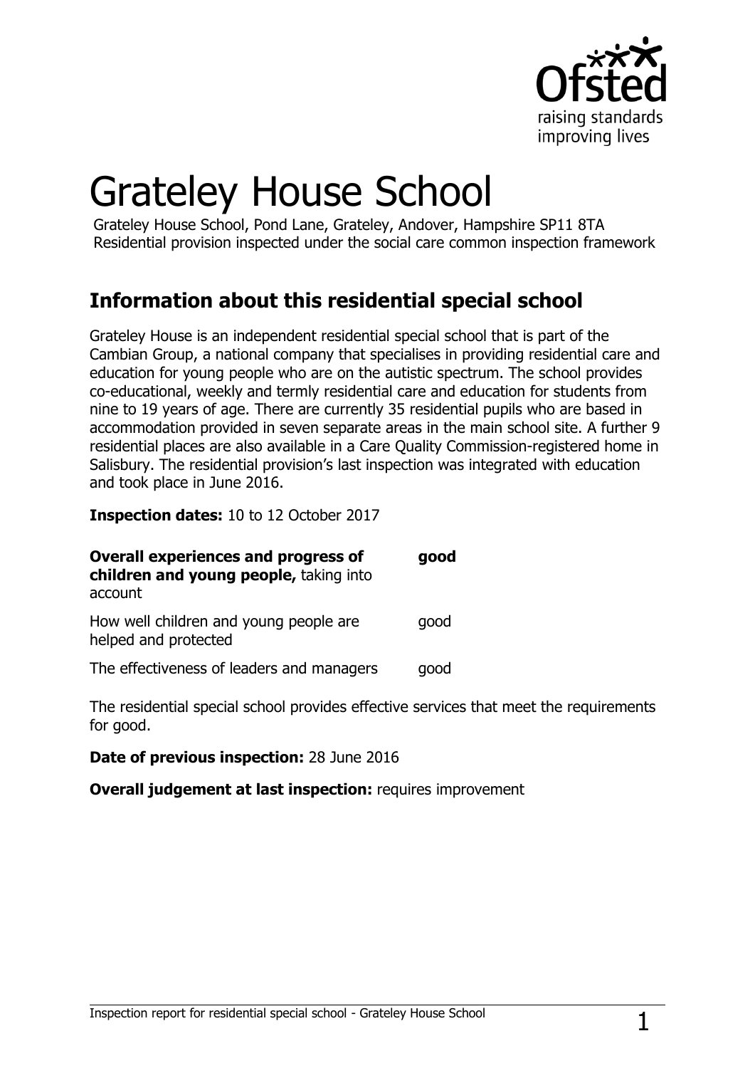# Grateley House School

Grateley House School, Pond Lane, Grateley, Andover, Hampshire SP11 8TA
Residential provision inspected under the social care common inspection framework

## Information about this residential special school

Grateley House is an independent residential special school that is part of the Cambian Group, a national company that specialises in providing residential care and education for young people who are on the autistic spectrum. The school provides co-educational, weekly and termly residential care and education for students from nine to 19 years of age. There are currently 35 residential pupils who are based in accommodation provided in seven separate areas in the main school site. A further 9 residential places are also available in a Care Quality Commission-registered home in Salisbury. The residential provision's last inspection was integrated with education and took place in June 2016.

**Inspection dates:** 10 to 12 October 2017

| | |
|---|---|
| **Overall experiences and progress of children and young people,** taking into account | **good** |
| How well children and young people are helped and protected | good |
| The effectiveness of leaders and managers | good |

The residential special school provides effective services that meet the requirements for good.

**Date of previous inspection:** 28 June 2016

**Overall judgement at last inspection:** requires improvement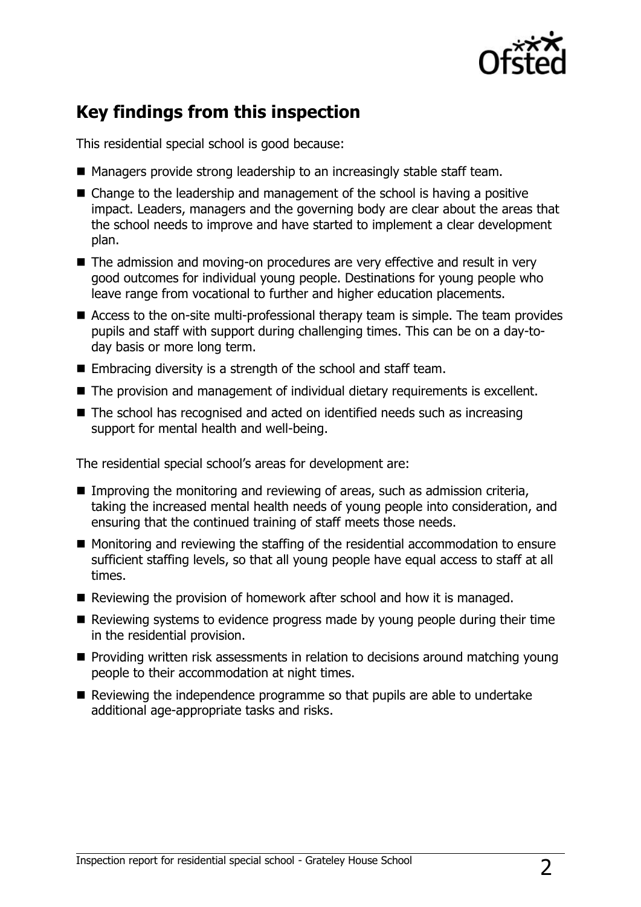## Key findings from this inspection

This residential special school is good because:

- Managers provide strong leadership to an increasingly stable staff team.
- Change to the leadership and management of the school is having a positive impact. Leaders, managers and the governing body are clear about the areas that the school needs to improve and have started to implement a clear development plan.
- The admission and moving-on procedures are very effective and result in very good outcomes for individual young people. Destinations for young people who leave range from vocational to further and higher education placements.
- Access to the on-site multi-professional therapy team is simple. The team provides pupils and staff with support during challenging times. This can be on a day-to-day basis or more long term.
- Embracing diversity is a strength of the school and staff team.
- The provision and management of individual dietary requirements is excellent.
- The school has recognised and acted on identified needs such as increasing support for mental health and well-being.

The residential special school's areas for development are:

- Improving the monitoring and reviewing of areas, such as admission criteria, taking the increased mental health needs of young people into consideration, and ensuring that the continued training of staff meets those needs.
- Monitoring and reviewing the staffing of the residential accommodation to ensure sufficient staffing levels, so that all young people have equal access to staff at all times.
- Reviewing the provision of homework after school and how it is managed.
- Reviewing systems to evidence progress made by young people during their time in the residential provision.
- Providing written risk assessments in relation to decisions around matching young people to their accommodation at night times.
- Reviewing the independence programme so that pupils are able to undertake additional age-appropriate tasks and risks.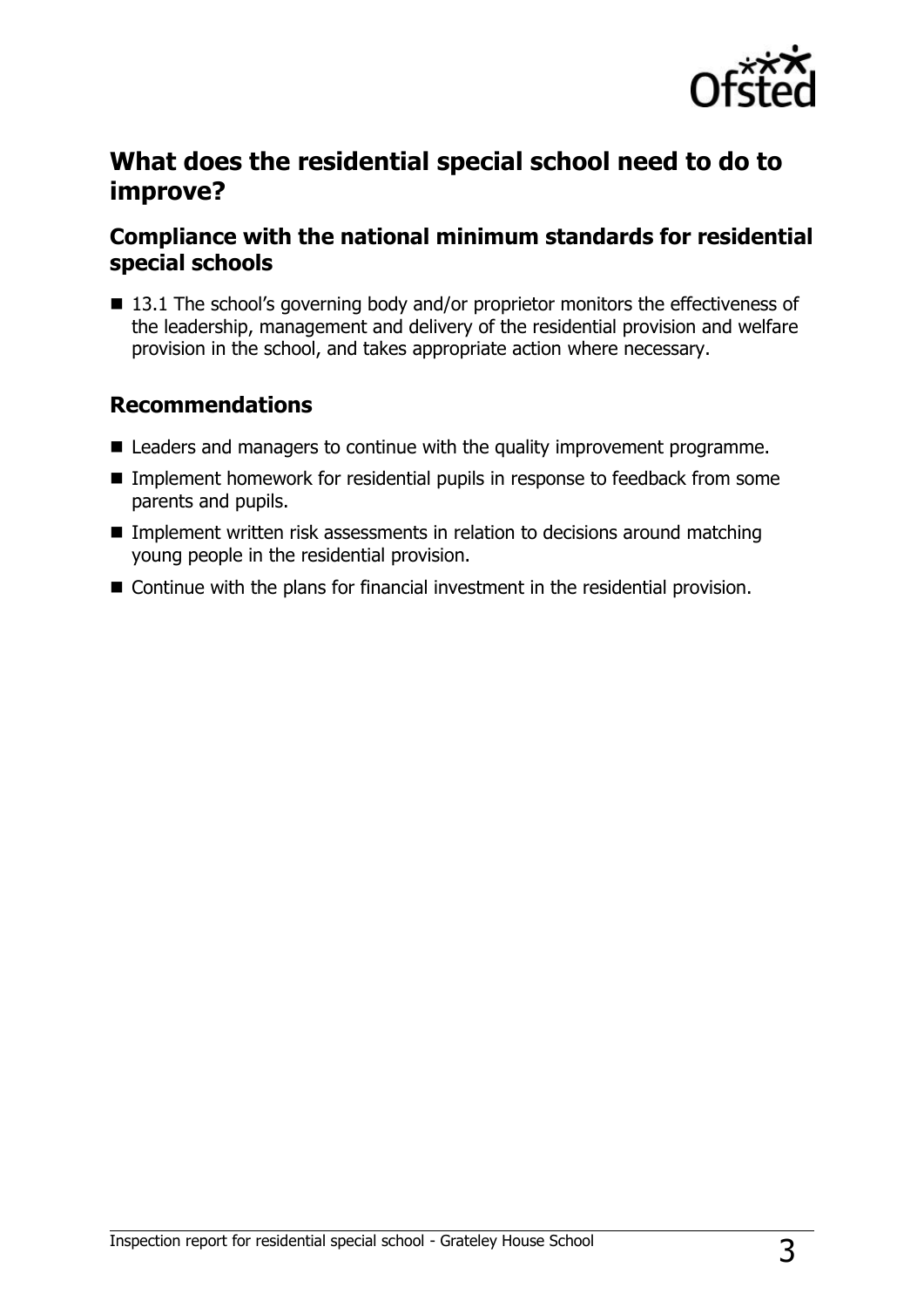## What does the residential special school need to do to improve?

### Compliance with the national minimum standards for residential special schools

- 13.1 The school's governing body and/or proprietor monitors the effectiveness of the leadership, management and delivery of the residential provision and welfare provision in the school, and takes appropriate action where necessary.

### Recommendations

- Leaders and managers to continue with the quality improvement programme.
- Implement homework for residential pupils in response to feedback from some parents and pupils.
- Implement written risk assessments in relation to decisions around matching young people in the residential provision.
- Continue with the plans for financial investment in the residential provision.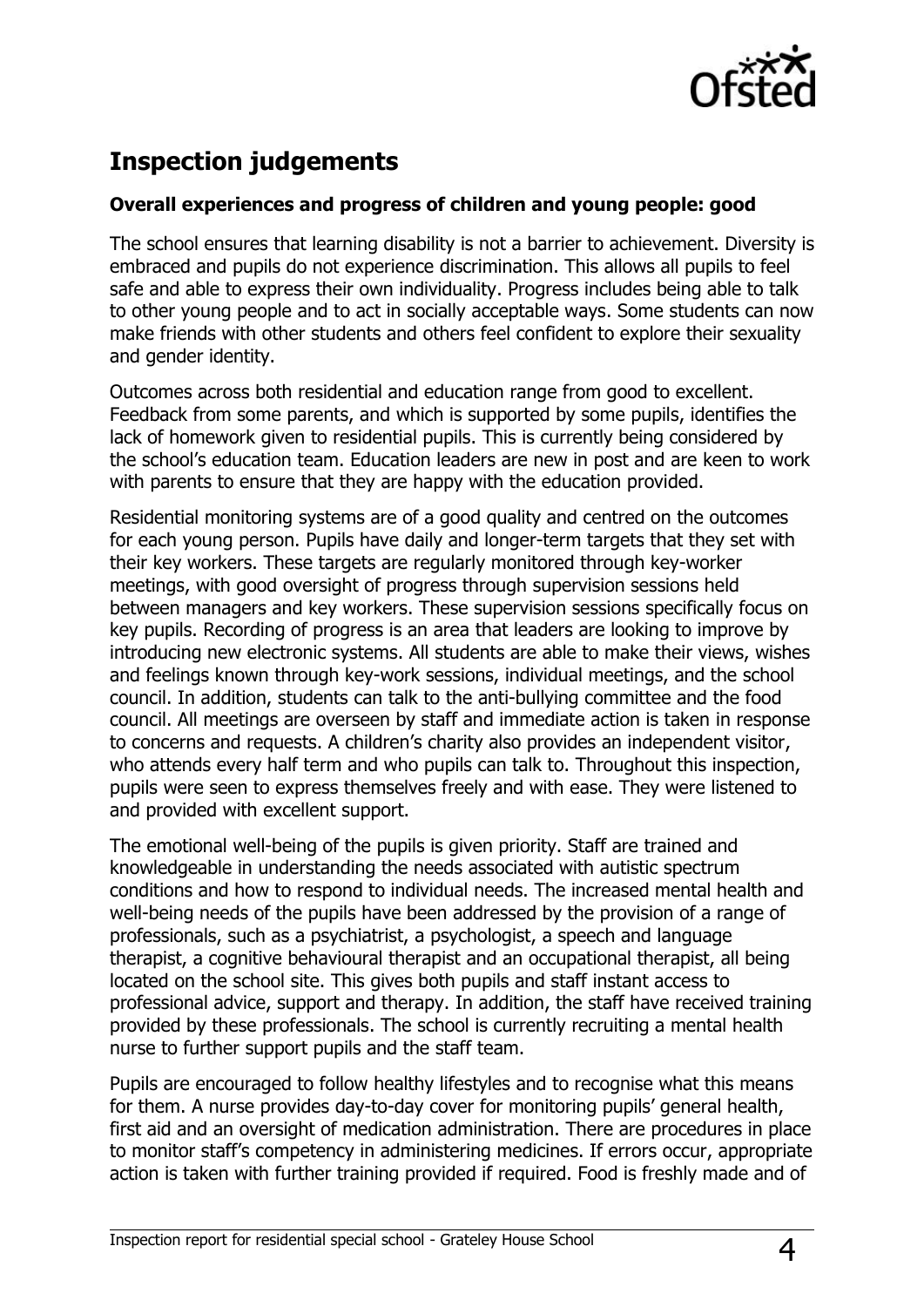## Inspection judgements

### Overall experiences and progress of children and young people: good

The school ensures that learning disability is not a barrier to achievement. Diversity is embraced and pupils do not experience discrimination. This allows all pupils to feel safe and able to express their own individuality. Progress includes being able to talk to other young people and to act in socially acceptable ways. Some students can now make friends with other students and others feel confident to explore their sexuality and gender identity.

Outcomes across both residential and education range from good to excellent. Feedback from some parents, and which is supported by some pupils, identifies the lack of homework given to residential pupils. This is currently being considered by the school's education team. Education leaders are new in post and are keen to work with parents to ensure that they are happy with the education provided.

Residential monitoring systems are of a good quality and centred on the outcomes for each young person. Pupils have daily and longer-term targets that they set with their key workers. These targets are regularly monitored through key-worker meetings, with good oversight of progress through supervision sessions held between managers and key workers. These supervision sessions specifically focus on key pupils. Recording of progress is an area that leaders are looking to improve by introducing new electronic systems. All students are able to make their views, wishes and feelings known through key-work sessions, individual meetings, and the school council. In addition, students can talk to the anti-bullying committee and the food council. All meetings are overseen by staff and immediate action is taken in response to concerns and requests. A children's charity also provides an independent visitor, who attends every half term and who pupils can talk to. Throughout this inspection, pupils were seen to express themselves freely and with ease. They were listened to and provided with excellent support.

The emotional well-being of the pupils is given priority. Staff are trained and knowledgeable in understanding the needs associated with autistic spectrum conditions and how to respond to individual needs. The increased mental health and well-being needs of the pupils have been addressed by the provision of a range of professionals, such as a psychiatrist, a psychologist, a speech and language therapist, a cognitive behavioural therapist and an occupational therapist, all being located on the school site. This gives both pupils and staff instant access to professional advice, support and therapy. In addition, the staff have received training provided by these professionals. The school is currently recruiting a mental health nurse to further support pupils and the staff team.

Pupils are encouraged to follow healthy lifestyles and to recognise what this means for them. A nurse provides day-to-day cover for monitoring pupils' general health, first aid and an oversight of medication administration. There are procedures in place to monitor staff's competency in administering medicines. If errors occur, appropriate action is taken with further training provided if required. Food is freshly made and of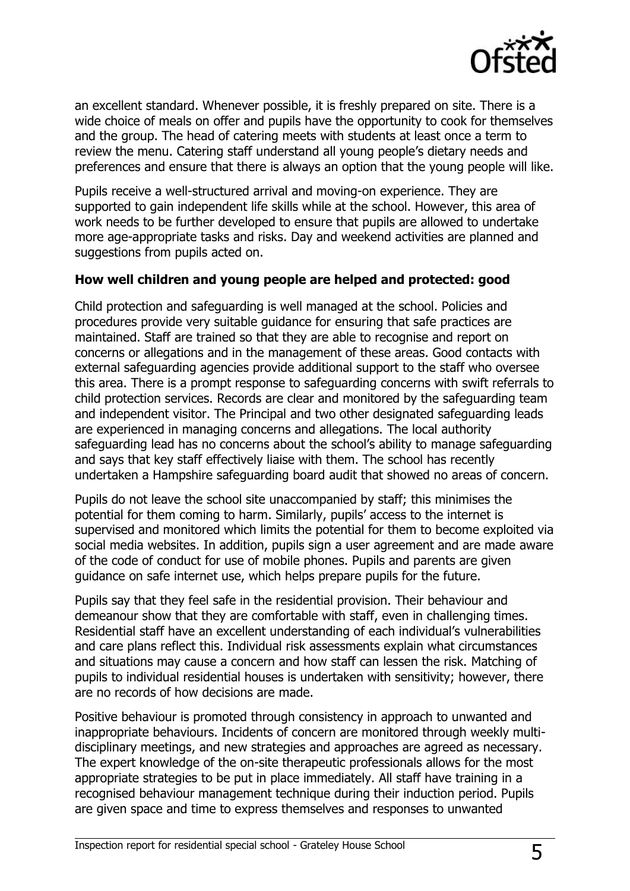an excellent standard. Whenever possible, it is freshly prepared on site. There is a wide choice of meals on offer and pupils have the opportunity to cook for themselves and the group. The head of catering meets with students at least once a term to review the menu. Catering staff understand all young people's dietary needs and preferences and ensure that there is always an option that the young people will like.

Pupils receive a well-structured arrival and moving-on experience. They are supported to gain independent life skills while at the school. However, this area of work needs to be further developed to ensure that pupils are allowed to undertake more age-appropriate tasks and risks. Day and weekend activities are planned and suggestions from pupils acted on.

**How well children and young people are helped and protected: good**

Child protection and safeguarding is well managed at the school. Policies and procedures provide very suitable guidance for ensuring that safe practices are maintained. Staff are trained so that they are able to recognise and report on concerns or allegations and in the management of these areas. Good contacts with external safeguarding agencies provide additional support to the staff who oversee this area. There is a prompt response to safeguarding concerns with swift referrals to child protection services. Records are clear and monitored by the safeguarding team and independent visitor. The Principal and two other designated safeguarding leads are experienced in managing concerns and allegations. The local authority safeguarding lead has no concerns about the school's ability to manage safeguarding and says that key staff effectively liaise with them. The school has recently undertaken a Hampshire safeguarding board audit that showed no areas of concern.

Pupils do not leave the school site unaccompanied by staff; this minimises the potential for them coming to harm. Similarly, pupils' access to the internet is supervised and monitored which limits the potential for them to become exploited via social media websites. In addition, pupils sign a user agreement and are made aware of the code of conduct for use of mobile phones. Pupils and parents are given guidance on safe internet use, which helps prepare pupils for the future.

Pupils say that they feel safe in the residential provision. Their behaviour and demeanour show that they are comfortable with staff, even in challenging times. Residential staff have an excellent understanding of each individual's vulnerabilities and care plans reflect this. Individual risk assessments explain what circumstances and situations may cause a concern and how staff can lessen the risk. Matching of pupils to individual residential houses is undertaken with sensitivity; however, there are no records of how decisions are made.

Positive behaviour is promoted through consistency in approach to unwanted and inappropriate behaviours. Incidents of concern are monitored through weekly multi-disciplinary meetings, and new strategies and approaches are agreed as necessary. The expert knowledge of the on-site therapeutic professionals allows for the most appropriate strategies to be put in place immediately. All staff have training in a recognised behaviour management technique during their induction period. Pupils are given space and time to express themselves and responses to unwanted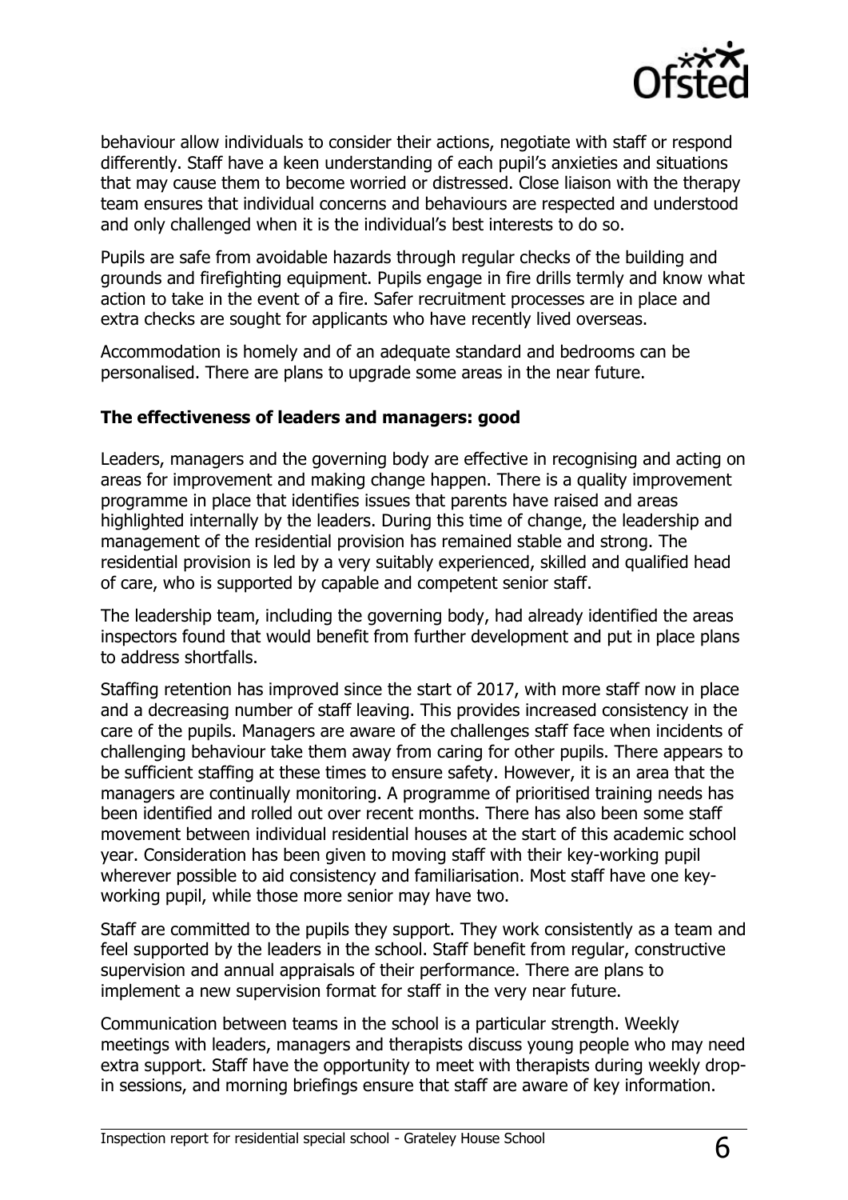behaviour allow individuals to consider their actions, negotiate with staff or respond differently. Staff have a keen understanding of each pupil's anxieties and situations that may cause them to become worried or distressed. Close liaison with the therapy team ensures that individual concerns and behaviours are respected and understood and only challenged when it is the individual's best interests to do so.

Pupils are safe from avoidable hazards through regular checks of the building and grounds and firefighting equipment. Pupils engage in fire drills termly and know what action to take in the event of a fire. Safer recruitment processes are in place and extra checks are sought for applicants who have recently lived overseas.

Accommodation is homely and of an adequate standard and bedrooms can be personalised. There are plans to upgrade some areas in the near future.

**The effectiveness of leaders and managers: good**

Leaders, managers and the governing body are effective in recognising and acting on areas for improvement and making change happen. There is a quality improvement programme in place that identifies issues that parents have raised and areas highlighted internally by the leaders. During this time of change, the leadership and management of the residential provision has remained stable and strong. The residential provision is led by a very suitably experienced, skilled and qualified head of care, who is supported by capable and competent senior staff.

The leadership team, including the governing body, had already identified the areas inspectors found that would benefit from further development and put in place plans to address shortfalls.

Staffing retention has improved since the start of 2017, with more staff now in place and a decreasing number of staff leaving. This provides increased consistency in the care of the pupils. Managers are aware of the challenges staff face when incidents of challenging behaviour take them away from caring for other pupils. There appears to be sufficient staffing at these times to ensure safety. However, it is an area that the managers are continually monitoring. A programme of prioritised training needs has been identified and rolled out over recent months. There has also been some staff movement between individual residential houses at the start of this academic school year. Consideration has been given to moving staff with their key-working pupil wherever possible to aid consistency and familiarisation. Most staff have one key-working pupil, while those more senior may have two.

Staff are committed to the pupils they support. They work consistently as a team and feel supported by the leaders in the school. Staff benefit from regular, constructive supervision and annual appraisals of their performance. There are plans to implement a new supervision format for staff in the very near future.

Communication between teams in the school is a particular strength. Weekly meetings with leaders, managers and therapists discuss young people who may need extra support. Staff have the opportunity to meet with therapists during weekly drop-in sessions, and morning briefings ensure that staff are aware of key information.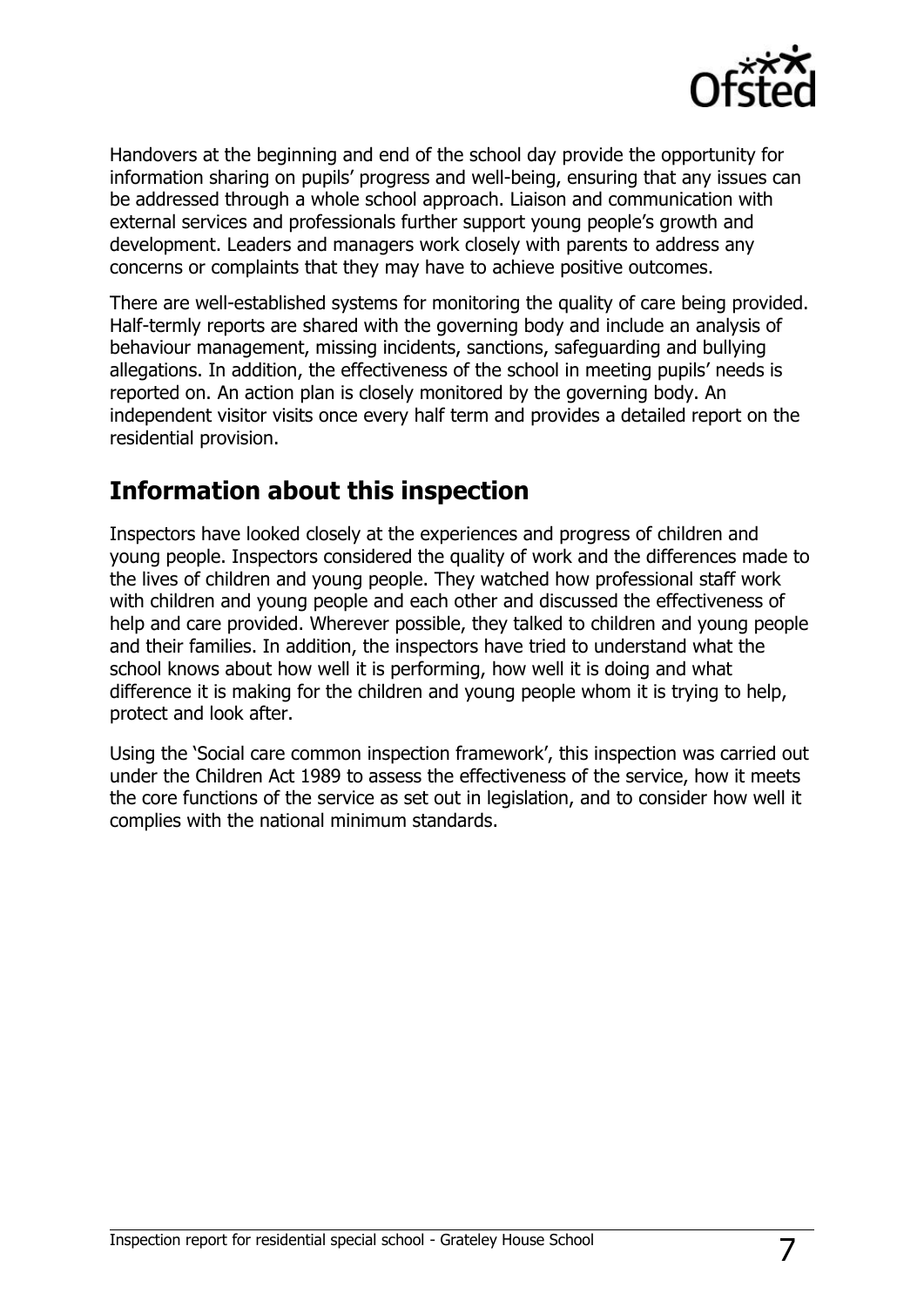Handovers at the beginning and end of the school day provide the opportunity for information sharing on pupils' progress and well-being, ensuring that any issues can be addressed through a whole school approach. Liaison and communication with external services and professionals further support young people's growth and development. Leaders and managers work closely with parents to address any concerns or complaints that they may have to achieve positive outcomes.

There are well-established systems for monitoring the quality of care being provided. Half-termly reports are shared with the governing body and include an analysis of behaviour management, missing incidents, sanctions, safeguarding and bullying allegations. In addition, the effectiveness of the school in meeting pupils' needs is reported on. An action plan is closely monitored by the governing body. An independent visitor visits once every half term and provides a detailed report on the residential provision.

## Information about this inspection

Inspectors have looked closely at the experiences and progress of children and young people. Inspectors considered the quality of work and the differences made to the lives of children and young people. They watched how professional staff work with children and young people and each other and discussed the effectiveness of help and care provided. Wherever possible, they talked to children and young people and their families. In addition, the inspectors have tried to understand what the school knows about how well it is performing, how well it is doing and what difference it is making for the children and young people whom it is trying to help, protect and look after.

Using the 'Social care common inspection framework', this inspection was carried out under the Children Act 1989 to assess the effectiveness of the service, how it meets the core functions of the service as set out in legislation, and to consider how well it complies with the national minimum standards.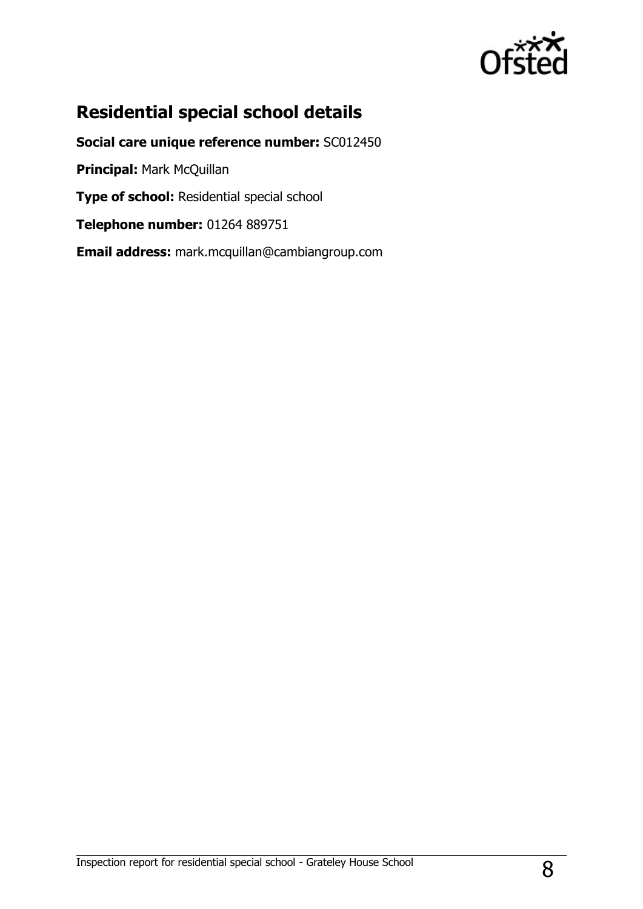## Residential special school details

**Social care unique reference number:** SC012450

**Principal:** Mark McQuillan

**Type of school:** Residential special school

**Telephone number:** 01264 889751

**Email address:** mark.mcquillan@cambiangroup.com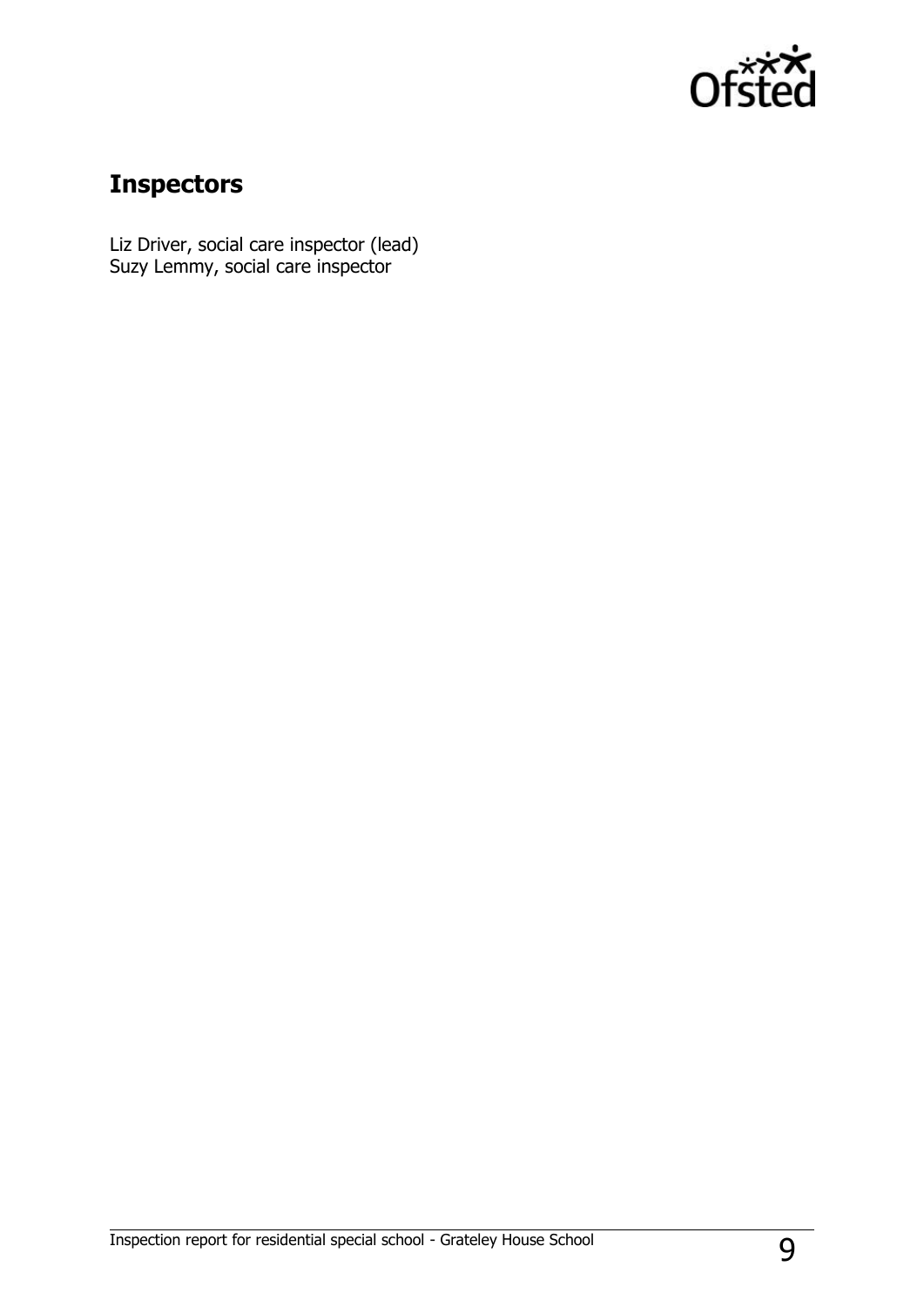## Inspectors

Liz Driver, social care inspector (lead)
Suzy Lemmy, social care inspector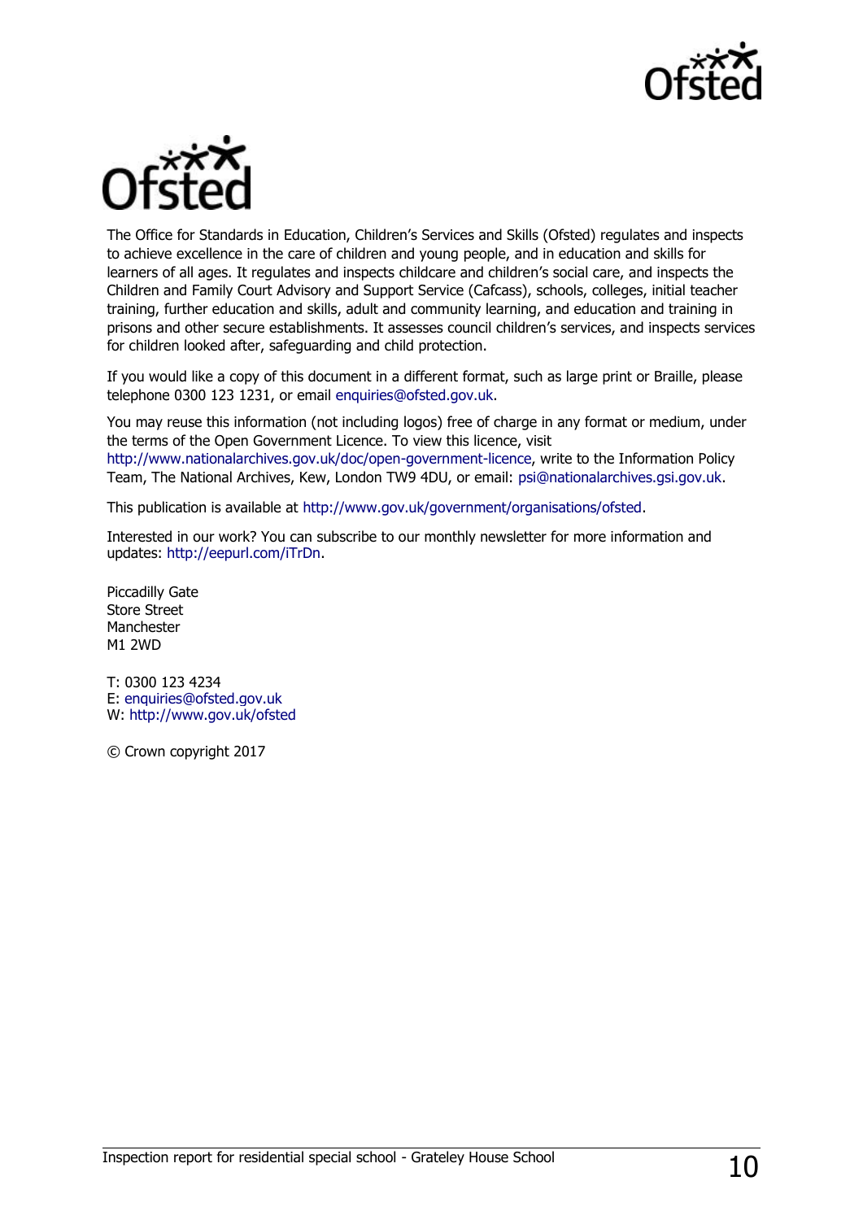The Office for Standards in Education, Children's Services and Skills (Ofsted) regulates and inspects to achieve excellence in the care of children and young people, and in education and skills for learners of all ages. It regulates and inspects childcare and children's social care, and inspects the Children and Family Court Advisory and Support Service (Cafcass), schools, colleges, initial teacher training, further education and skills, adult and community learning, and education and training in prisons and other secure establishments. It assesses council children's services, and inspects services for children looked after, safeguarding and child protection.

If you would like a copy of this document in a different format, such as large print or Braille, please telephone 0300 123 1231, or email enquiries@ofsted.gov.uk.

You may reuse this information (not including logos) free of charge in any format or medium, under the terms of the Open Government Licence. To view this licence, visit http://www.nationalarchives.gov.uk/doc/open-government-licence, write to the Information Policy Team, The National Archives, Kew, London TW9 4DU, or email: psi@nationalarchives.gsi.gov.uk.

This publication is available at http://www.gov.uk/government/organisations/ofsted.

Interested in our work? You can subscribe to our monthly newsletter for more information and updates: http://eepurl.com/iTrDn.

Piccadilly Gate
Store Street
Manchester
M1 2WD

T: 0300 123 4234
E: enquiries@ofsted.gov.uk
W: http://www.gov.uk/ofsted

© Crown copyright 2017